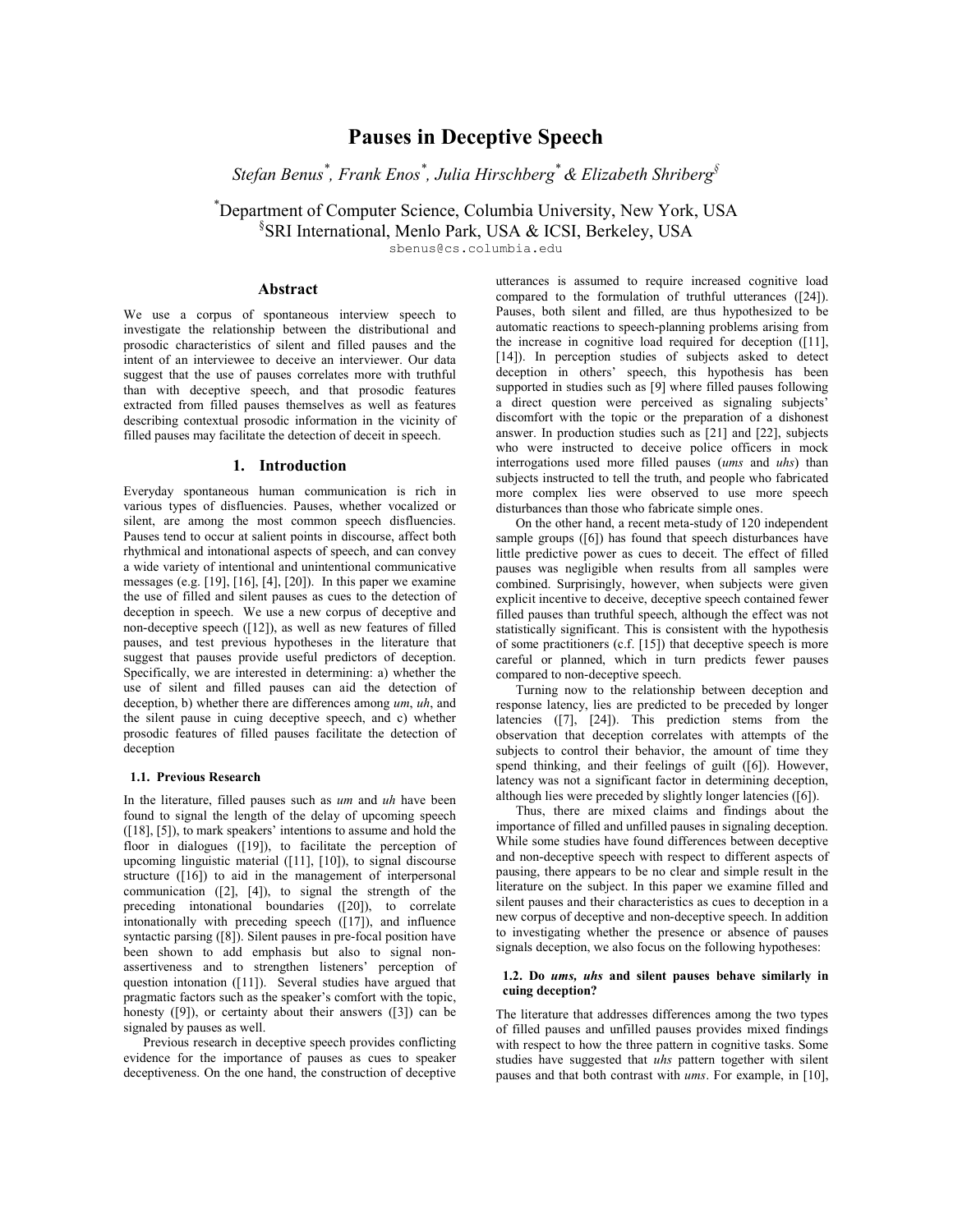# Pauses in Deceptive Speech

*Stefan Benus[*], Frank Enos[*], Julia Hirschberg[*] & Elizabeth Shriberg[§]*

[*]Department of Computer Science, Columbia University, New York, USA
[§]SRI International, Menlo Park, USA & ICSI, Berkeley, USA
sbenus@cs.columbia.edu

## Abstract

We use a corpus of spontaneous interview speech to investigate the relationship between the distributional and prosodic characteristics of silent and filled pauses and the intent of an interviewee to deceive an interviewer. Our data suggest that the use of pauses correlates more with truthful than with deceptive speech, and that prosodic features extracted from filled pauses themselves as well as features describing contextual prosodic information in the vicinity of filled pauses may facilitate the detection of deceit in speech.

## 1. Introduction

Everyday spontaneous human communication is rich in various types of disfluencies. Pauses, whether vocalized or silent, are among the most common speech disfluencies. Pauses tend to occur at salient points in discourse, affect both rhythmical and intonational aspects of speech, and can convey a wide variety of intentional and unintentional communicative messages (e.g. [19], [16], [4], [20]). In this paper we examine the use of filled and silent pauses as cues to the detection of deception in speech. We use a new corpus of deceptive and non-deceptive speech ([12]), as well as new features of filled pauses, and test previous hypotheses in the literature that suggest that pauses provide useful predictors of deception. Specifically, we are interested in determining: a) whether the use of silent and filled pauses can aid the detection of deception, b) whether there are differences among *um*, *uh*, and the silent pause in cuing deceptive speech, and c) whether prosodic features of filled pauses facilitate the detection of deception

### 1.1. Previous Research

In the literature, filled pauses such as *um* and *uh* have been found to signal the length of the delay of upcoming speech ([18], [5]), to mark speakers' intentions to assume and hold the floor in dialogues ([19]), to facilitate the perception of upcoming linguistic material ([11], [10]), to signal discourse structure ([16]) to aid in the management of interpersonal communication ([2], [4]), to signal the strength of the preceding intonational boundaries ([20]), to correlate intonationally with preceding speech ([17]), and influence syntactic parsing ([8]). Silent pauses in pre-focal position have been shown to add emphasis but also to signal non-assertiveness and to strengthen listeners' perception of question intonation ([11]). Several studies have argued that pragmatic factors such as the speaker's comfort with the topic, honesty ([9]), or certainty about their answers ([3]) can be signaled by pauses as well.

Previous research in deceptive speech provides conflicting evidence for the importance of pauses as cues to speaker deceptiveness. On the one hand, the construction of deceptive utterances is assumed to require increased cognitive load compared to the formulation of truthful utterances ([24]). Pauses, both silent and filled, are thus hypothesized to be automatic reactions to speech-planning problems arising from the increase in cognitive load required for deception ([11], [14]). In perception studies of subjects asked to detect deception in others' speech, this hypothesis has been supported in studies such as [9] where filled pauses following a direct question were perceived as signaling subjects' discomfort with the topic or the preparation of a dishonest answer. In production studies such as [21] and [22], subjects who were instructed to deceive police officers in mock interrogations used more filled pauses (*ums* and *uhs*) than subjects instructed to tell the truth, and people who fabricated more complex lies were observed to use more speech disturbances than those who fabricate simple ones.

On the other hand, a recent meta-study of 120 independent sample groups ([6]) has found that speech disturbances have little predictive power as cues to deceit. The effect of filled pauses was negligible when results from all samples were combined. Surprisingly, however, when subjects were given explicit incentive to deceive, deceptive speech contained fewer filled pauses than truthful speech, although the effect was not statistically significant. This is consistent with the hypothesis of some practitioners (c.f. [15]) that deceptive speech is more careful or planned, which in turn predicts fewer pauses compared to non-deceptive speech.

Turning now to the relationship between deception and response latency, lies are predicted to be preceded by longer latencies ([7], [24]). This prediction stems from the observation that deception correlates with attempts of the subjects to control their behavior, the amount of time they spend thinking, and their feelings of guilt ([6]). However, latency was not a significant factor in determining deception, although lies were preceded by slightly longer latencies ([6]).

Thus, there are mixed claims and findings about the importance of filled and unfilled pauses in signaling deception. While some studies have found differences between deceptive and non-deceptive speech with respect to different aspects of pausing, there appears to be no clear and simple result in the literature on the subject. In this paper we examine filled and silent pauses and their characteristics as cues to deception in a new corpus of deceptive and non-deceptive speech. In addition to investigating whether the presence or absence of pauses signals deception, we also focus on the following hypotheses:

### 1.2. Do *ums, uhs* and silent pauses behave similarly in cuing deception?

The literature that addresses differences among the two types of filled pauses and unfilled pauses provides mixed findings with respect to how the three pattern in cognitive tasks. Some studies have suggested that *uhs* pattern together with silent pauses and that both contrast with *ums*. For example, in [10],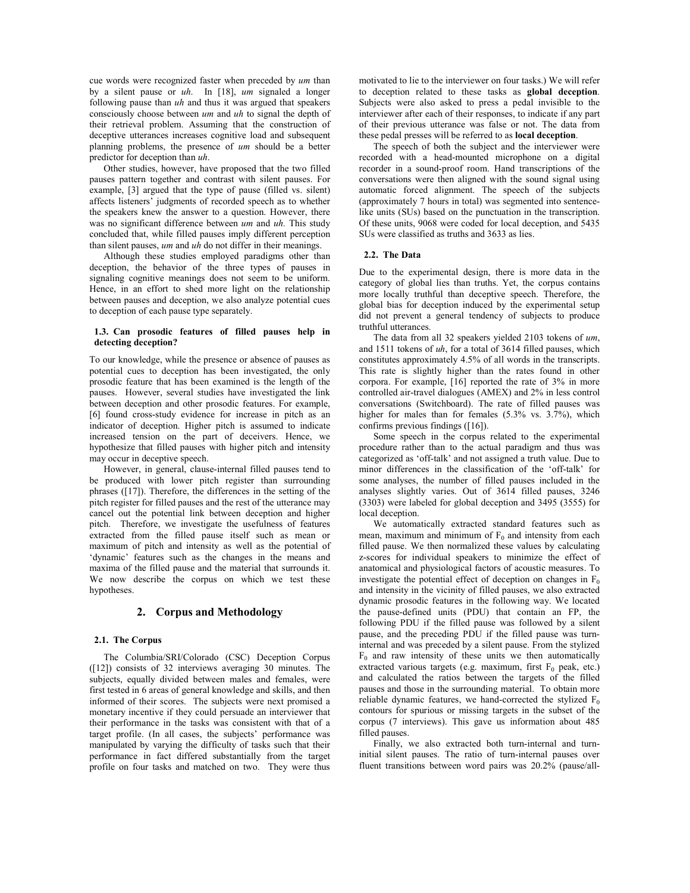cue words were recognized faster when preceded by *um* than by a silent pause or *uh*. In [18], *um* signaled a longer following pause than *uh* and thus it was argued that speakers consciously choose between *um* and *uh* to signal the depth of their retrieval problem. Assuming that the construction of deceptive utterances increases cognitive load and subsequent planning problems, the presence of *um* should be a better predictor for deception than *uh*.

Other studies, however, have proposed that the two filled pauses pattern together and contrast with silent pauses. For example, [3] argued that the type of pause (filled vs. silent) affects listeners' judgments of recorded speech as to whether the speakers knew the answer to a question. However, there was no significant difference between *um* and *uh*. This study concluded that, while filled pauses imply different perception than silent pauses, *um* and *uh* do not differ in their meanings.

Although these studies employed paradigms other than deception, the behavior of the three types of pauses in signaling cognitive meanings does not seem to be uniform. Hence, in an effort to shed more light on the relationship between pauses and deception, we also analyze potential cues to deception of each pause type separately.

### 1.3. Can prosodic features of filled pauses help in detecting deception?

To our knowledge, while the presence or absence of pauses as potential cues to deception has been investigated, the only prosodic feature that has been examined is the length of the pauses. However, several studies have investigated the link between deception and other prosodic features. For example, [6] found cross-study evidence for increase in pitch as an indicator of deception. Higher pitch is assumed to indicate increased tension on the part of deceivers. Hence, we hypothesize that filled pauses with higher pitch and intensity may occur in deceptive speech.

However, in general, clause-internal filled pauses tend to be produced with lower pitch register than surrounding phrases ([17]). Therefore, the differences in the setting of the pitch register for filled pauses and the rest of the utterance may cancel out the potential link between deception and higher pitch. Therefore, we investigate the usefulness of features extracted from the filled pause itself such as mean or maximum of pitch and intensity as well as the potential of 'dynamic' features such as the changes in the means and maxima of the filled pause and the material that surrounds it. We now describe the corpus on which we test these hypotheses.

## 2. Corpus and Methodology

### 2.1. The Corpus

The Columbia/SRI/Colorado (CSC) Deception Corpus ([12]) consists of 32 interviews averaging 30 minutes. The subjects, equally divided between males and females, were first tested in 6 areas of general knowledge and skills, and then informed of their scores. The subjects were next promised a monetary incentive if they could persuade an interviewer that their performance in the tasks was consistent with that of a target profile. (In all cases, the subjects' performance was manipulated by varying the difficulty of tasks such that their performance in fact differed substantially from the target profile on four tasks and matched on two. They were thus motivated to lie to the interviewer on four tasks.) We will refer to deception related to these tasks as **global deception**. Subjects were also asked to press a pedal invisible to the interviewer after each of their responses, to indicate if any part of their previous utterance was false or not. The data from these pedal presses will be referred to as **local deception**.

The speech of both the subject and the interviewer were recorded with a head-mounted microphone on a digital recorder in a sound-proof room. Hand transcriptions of the conversations were then aligned with the sound signal using automatic forced alignment. The speech of the subjects (approximately 7 hours in total) was segmented into sentence-like units (SUs) based on the punctuation in the transcription. Of these units, 9068 were coded for local deception, and 5435 SUs were classified as truths and 3633 as lies.

### 2.2. The Data

Due to the experimental design, there is more data in the category of global lies than truths. Yet, the corpus contains more locally truthful than deceptive speech. Therefore, the global bias for deception induced by the experimental setup did not prevent a general tendency of subjects to produce truthful utterances.

The data from all 32 speakers yielded 2103 tokens of *um*, and 1511 tokens of *uh*, for a total of 3614 filled pauses, which constitutes approximately 4.5% of all words in the transcripts. This rate is slightly higher than the rates found in other corpora. For example, [16] reported the rate of 3% in more controlled air-travel dialogues (AMEX) and 2% in less control conversations (Switchboard). The rate of filled pauses was higher for males than for females (5.3% vs. 3.7%), which confirms previous findings ([16]).

Some speech in the corpus related to the experimental procedure rather than to the actual paradigm and thus was categorized as 'off-talk' and not assigned a truth value. Due to minor differences in the classification of the 'off-talk' for some analyses, the number of filled pauses included in the analyses slightly varies. Out of 3614 filled pauses, 3246 (3303) were labeled for global deception and 3495 (3555) for local deception.

We automatically extracted standard features such as mean, maximum and minimum of $F_0$ and intensity from each filled pause. We then normalized these values by calculating z-scores for individual speakers to minimize the effect of anatomical and physiological factors of acoustic measures. To investigate the potential effect of deception on changes in $F_0$ and intensity in the vicinity of filled pauses, we also extracted dynamic prosodic features in the following way. We located the pause-defined units (PDU) that contain an FP, the following PDU if the filled pause was followed by a silent pause, and the preceding PDU if the filled pause was turn-internal and was preceded by a silent pause. From the stylized $F_0$ and raw intensity of these units we then automatically extracted various targets (e.g. maximum, first $F_0$ peak, etc.) and calculated the ratios between the targets of the filled pauses and those in the surrounding material. To obtain more reliable dynamic features, we hand-corrected the stylized $F_0$ contours for spurious or missing targets in the subset of the corpus (7 interviews). This gave us information about 485 filled pauses.

Finally, we also extracted both turn-internal and turn-initial silent pauses. The ratio of turn-internal pauses over fluent transitions between word pairs was 20.2% (pause/all-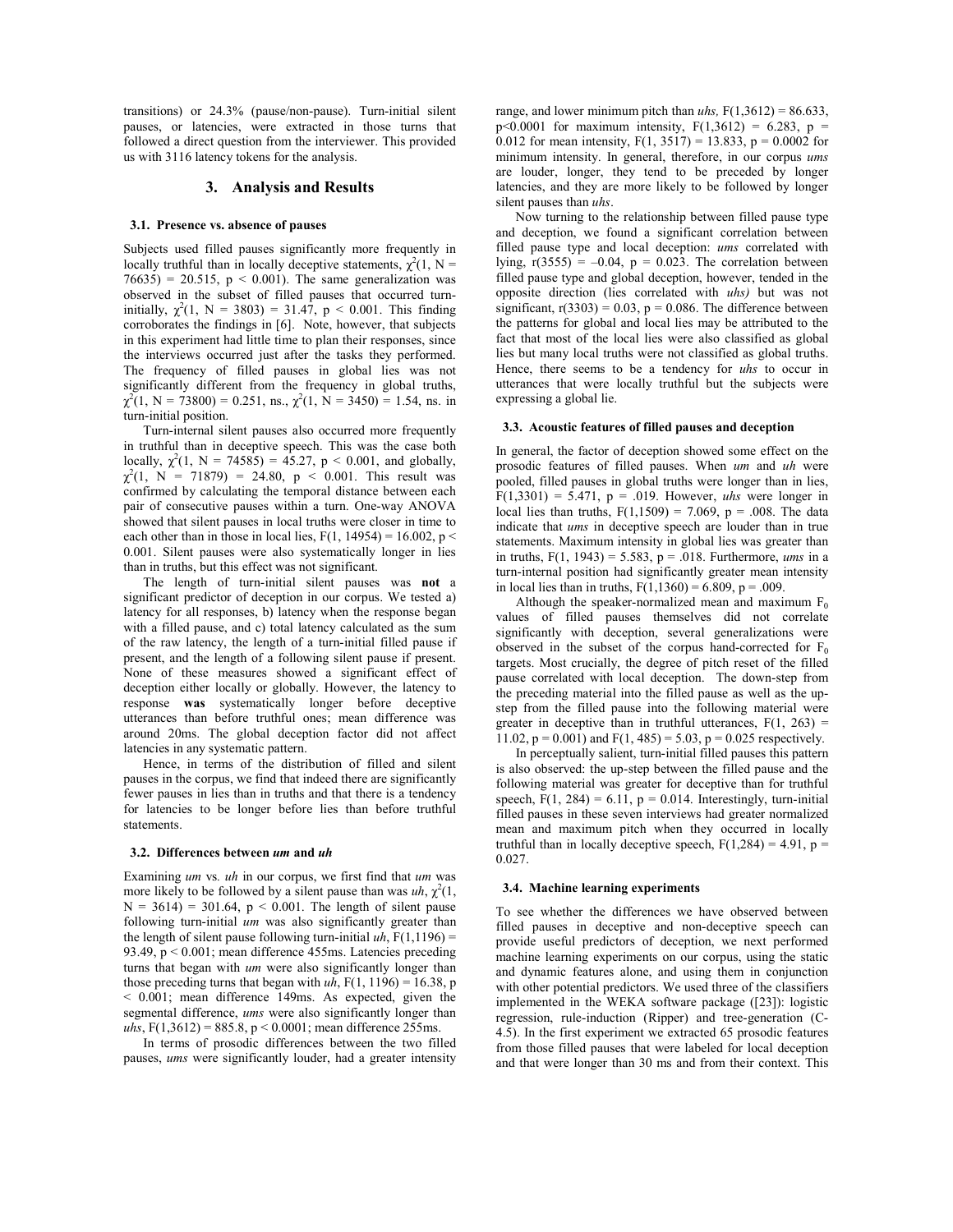transitions) or 24.3% (pause/non-pause). Turn-initial silent pauses, or latencies, were extracted in those turns that followed a direct question from the interviewer. This provided us with 3116 latency tokens for the analysis.

## 3. Analysis and Results

### 3.1. Presence vs. absence of pauses

Subjects used filled pauses significantly more frequently in locally truthful than in locally deceptive statements, $\chi^2(1, N = 76635) = 20.515$, $p < 0.001$). The same generalization was observed in the subset of filled pauses that occurred turn-initially, $\chi^2(1, N = 3803) = 31.47$, $p < 0.001$. This finding corroborates the findings in [6]. Note, however, that subjects in this experiment had little time to plan their responses, since the interviews occurred just after the tasks they performed. The frequency of filled pauses in global lies was not significantly different from the frequency in global truths, $\chi^2(1, N = 73800) = 0.251$, ns., $\chi^2(1, N = 3450) = 1.54$, ns. in turn-initial position.

Turn-internal silent pauses also occurred more frequently in truthful than in deceptive speech. This was the case both locally, $\chi^2(1, N = 74585) = 45.27$, $p < 0.001$, and globally, $\chi^2(1, N = 71879) = 24.80$, $p < 0.001$. This result was confirmed by calculating the temporal distance between each pair of consecutive pauses within a turn. One-way ANOVA showed that silent pauses in local truths were closer in time to each other than in those in local lies, $F(1, 14954) = 16.002$, $p < 0.001$. Silent pauses were also systematically longer in lies than in truths, but this effect was not significant.

The length of turn-initial silent pauses was **not** a significant predictor of deception in our corpus. We tested a) latency for all responses, b) latency when the response began with a filled pause, and c) total latency calculated as the sum of the raw latency, the length of a turn-initial filled pause if present, and the length of a following silent pause if present. None of these measures showed a significant effect of deception either locally or globally. However, the latency to response **was** systematically longer before deceptive utterances than before truthful ones; mean difference was around 20ms. The global deception factor did not affect latencies in any systematic pattern.

Hence, in terms of the distribution of filled and silent pauses in the corpus, we find that indeed there are significantly fewer pauses in lies than in truths and that there is a tendency for latencies to be longer before lies than before truthful statements.

### 3.2. Differences between *um* and *uh*

Examining *um* vs. *uh* in our corpus, we first find that *um* was more likely to be followed by a silent pause than was *uh*, $\chi^2(1, N = 3614) = 301.64$, $p < 0.001$. The length of silent pause following turn-initial *um* was also significantly greater than the length of silent pause following turn-initial *uh*, $F(1,1196) = 93.49$, $p < 0.001$; mean difference 455ms. Latencies preceding turns that began with *um* were also significantly longer than those preceding turns that began with *uh*, $F(1, 1196) = 16.38$, $p < 0.001$; mean difference 149ms. As expected, given the segmental difference, *ums* were also significantly longer than *uhs*, $F(1,3612) = 885.8$, $p < 0.0001$; mean difference 255ms.

In terms of prosodic differences between the two filled pauses, *ums* were significantly louder, had a greater intensity range, and lower minimum pitch than *uhs,* $F(1,3612) = 86.633$, $p<0.0001$ for maximum intensity, $F(1,3612) = 6.283$, $p = 0.012$ for mean intensity, $F(1, 3517) = 13.833$, $p = 0.0002$ for minimum intensity. In general, therefore, in our corpus *ums* are louder, longer, they tend to be preceded by longer latencies, and they are more likely to be followed by longer silent pauses than *uhs*.

Now turning to the relationship between filled pause type and deception, we found a significant correlation between filled pause type and local deception: *ums* correlated with lying, $r(3555) = -0.04$, $p = 0.023$. The correlation between filled pause type and global deception, however, tended in the opposite direction (lies correlated with *uhs)* but was not significant, $r(3303) = 0.03$, $p = 0.086$. The difference between the patterns for global and local lies may be attributed to the fact that most of the local lies were also classified as global lies but many local truths were not classified as global truths. Hence, there seems to be a tendency for *uhs* to occur in utterances that were locally truthful but the subjects were expressing a global lie.

### 3.3. Acoustic features of filled pauses and deception

In general, the factor of deception showed some effect on the prosodic features of filled pauses. When *um* and *uh* were pooled, filled pauses in global truths were longer than in lies, $F(1,3301) = 5.471$, $p = .019$. However, *uhs* were longer in local lies than truths, $F(1,1509) = 7.069$, $p = .008$. The data indicate that *ums* in deceptive speech are louder than in true statements. Maximum intensity in global lies was greater than in truths, $F(1, 1943) = 5.583$, $p = .018$. Furthermore, *ums* in a turn-internal position had significantly greater mean intensity in local lies than in truths, $F(1,1360) = 6.809$, $p = .009$.

Although the speaker-normalized mean and maximum $F_0$ values of filled pauses themselves did not correlate significantly with deception, several generalizations were observed in the subset of the corpus hand-corrected for $F_0$ targets. Most crucially, the degree of pitch reset of the filled pause correlated with local deception. The down-step from the preceding material into the filled pause as well as the up-step from the filled pause into the following material were greater in deceptive than in truthful utterances, $F(1, 263) = 11.02$, $p = 0.001$) and $F(1, 485) = 5.03$, $p = 0.025$ respectively.

In perceptually salient, turn-initial filled pauses this pattern is also observed: the up-step between the filled pause and the following material was greater for deceptive than for truthful speech, $F(1, 284) = 6.11$, $p = 0.014$. Interestingly, turn-initial filled pauses in these seven interviews had greater normalized mean and maximum pitch when they occurred in locally truthful than in locally deceptive speech, $F(1,284) = 4.91$, $p = 0.027$.

### 3.4. Machine learning experiments

To see whether the differences we have observed between filled pauses in deceptive and non-deceptive speech can provide useful predictors of deception, we next performed machine learning experiments on our corpus, using the static and dynamic features alone, and using them in conjunction with other potential predictors. We used three of the classifiers implemented in the WEKA software package ([23]): logistic regression, rule-induction (Ripper) and tree-generation (C-4.5). In the first experiment we extracted 65 prosodic features from those filled pauses that were labeled for local deception and that were longer than 30 ms and from their context. This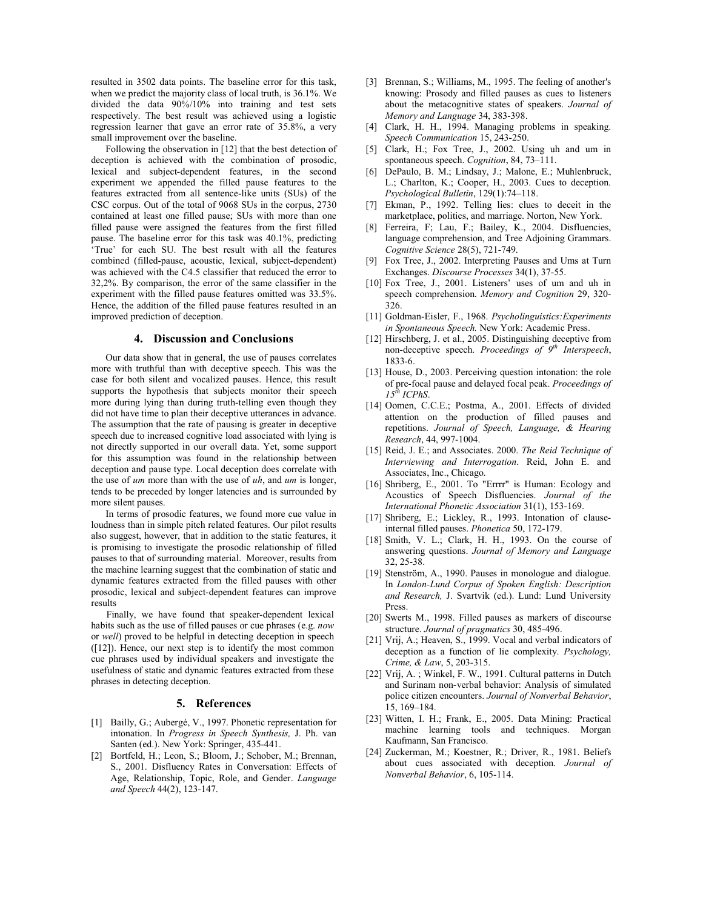resulted in 3502 data points. The baseline error for this task, when we predict the majority class of local truth, is 36.1%. We divided the data 90%/10% into training and test sets respectively. The best result was achieved using a logistic regression learner that gave an error rate of 35.8%, a very small improvement over the baseline.

Following the observation in [12] that the best detection of deception is achieved with the combination of prosodic, lexical and subject-dependent features, in the second experiment we appended the filled pause features to the features extracted from all sentence-like units (SUs) of the CSC corpus. Out of the total of 9068 SUs in the corpus, 2730 contained at least one filled pause; SUs with more than one filled pause were assigned the features from the first filled pause. The baseline error for this task was 40.1%, predicting 'True' for each SU. The best result with all the features combined (filled-pause, acoustic, lexical, subject-dependent) was achieved with the C4.5 classifier that reduced the error to 32,2%. By comparison, the error of the same classifier in the experiment with the filled pause features omitted was 33.5%. Hence, the addition of the filled pause features resulted in an improved prediction of deception.

## 4. Discussion and Conclusions

Our data show that in general, the use of pauses correlates more with truthful than with deceptive speech. This was the case for both silent and vocalized pauses. Hence, this result supports the hypothesis that subjects monitor their speech more during lying than during truth-telling even though they did not have time to plan their deceptive utterances in advance. The assumption that the rate of pausing is greater in deceptive speech due to increased cognitive load associated with lying is not directly supported in our overall data. Yet, some support for this assumption was found in the relationship between deception and pause type. Local deception does correlate with the use of *um* more than with the use of *uh*, and *um* is longer, tends to be preceded by longer latencies and is surrounded by more silent pauses.

In terms of prosodic features, we found more cue value in loudness than in simple pitch related features. Our pilot results also suggest, however, that in addition to the static features, it is promising to investigate the prosodic relationship of filled pauses to that of surrounding material. Moreover, results from the machine learning suggest that the combination of static and dynamic features extracted from the filled pauses with other prosodic, lexical and subject-dependent features can improve results

Finally, we have found that speaker-dependent lexical habits such as the use of filled pauses or cue phrases (e.g. *now* or *well*) proved to be helpful in detecting deception in speech ([12]). Hence, our next step is to identify the most common cue phrases used by individual speakers and investigate the usefulness of static and dynamic features extracted from these phrases in detecting deception.

## 5. References

[1] Bailly, G.; Aubergé, V., 1997. Phonetic representation for intonation. In *Progress in Speech Synthesis,* J. Ph. van Santen (ed.). New York: Springer, 435-441.

[2] Bortfeld, H.; Leon, S.; Bloom, J.; Schober, M.; Brennan, S., 2001. Disfluency Rates in Conversation: Effects of Age, Relationship, Topic, Role, and Gender. *Language and Speech* 44(2), 123-147.

[3] Brennan, S.; Williams, M., 1995. The feeling of another's knowing: Prosody and filled pauses as cues to listeners about the metacognitive states of speakers. *Journal of Memory and Language* 34, 383-398.

[4] Clark, H. H., 1994. Managing problems in speaking. *Speech Communication* 15, 243-250.

[5] Clark, H.; Fox Tree, J., 2002. Using uh and um in spontaneous speech. *Cognition*, 84, 73–111.

[6] DePaulo, B. M.; Lindsay, J.; Malone, E.; Muhlenbruck, L.; Charlton, K.; Cooper, H., 2003. Cues to deception. *Psychological Bulletin*, 129(1):74–118.

[7] Ekman, P., 1992. Telling lies: clues to deceit in the marketplace, politics, and marriage. Norton, New York.

[8] Ferreira, F; Lau, F.; Bailey, K., 2004. Disfluencies, language comprehension, and Tree Adjoining Grammars. *Cognitive Science* 28(5), 721-749.

[9] Fox Tree, J., 2002. Interpreting Pauses and Ums at Turn Exchanges. *Discourse Processes* 34(1), 37-55.

[10] Fox Tree, J., 2001. Listeners' uses of um and uh in speech comprehension. *Memory and Cognition* 29, 320-326.

[11] Goldman-Eisler, F., 1968. *Psycholinguistics:Experiments in Spontaneous Speech.* New York: Academic Press.

[12] Hirschberg, J. et al., 2005. Distinguishing deceptive from non-deceptive speech. *Proceedings of 9th Interspeech*, 1833-6.

[13] House, D., 2003. Perceiving question intonation: the role of pre-focal pause and delayed focal peak. *Proceedings of 15th ICPhS*.

[14] Oomen, C.C.E.; Postma, A., 2001. Effects of divided attention on the production of filled pauses and repetitions. *Journal of Speech, Language, & Hearing Research*, 44, 997-1004.

[15] Reid, J. E.; and Associates. 2000. *The Reid Technique of Interviewing and Interrogation*. Reid, John E. and Associates, Inc., Chicago.

[16] Shriberg, E., 2001. To "Errrr" is Human: Ecology and Acoustics of Speech Disfluencies. *Journal of the International Phonetic Association* 31(1), 153-169.

[17] Shriberg, E.; Lickley, R., 1993. Intonation of clause-internal filled pauses. *Phonetica* 50, 172-179.

[18] Smith, V. L.; Clark, H. H., 1993. On the course of answering questions. *Journal of Memory and Language* 32, 25-38.

[19] Stenström, A., 1990. Pauses in monologue and dialogue. In *London-Lund Corpus of Spoken English: Description and Research,* J. Svartvik (ed.). Lund: Lund University Press.

[20] Swerts M., 1998. Filled pauses as markers of discourse structure. *Journal of pragmatics* 30, 485-496.

[21] Vrij, A.; Heaven, S., 1999. Vocal and verbal indicators of deception as a function of lie complexity. *Psychology, Crime, & Law*, 5, 203-315.

[22] Vrij, A. ; Winkel, F. W., 1991. Cultural patterns in Dutch and Surinam non-verbal behavior: Analysis of simulated police citizen encounters. *Journal of Nonverbal Behavior*, 15, 169–184.

[23] Witten, I. H.; Frank, E., 2005. Data Mining: Practical machine learning tools and techniques. Morgan Kaufmann, San Francisco.

[24] Zuckerman, M.; Koestner, R.; Driver, R., 1981. Beliefs about cues associated with deception. *Journal of Nonverbal Behavior*, 6, 105-114.